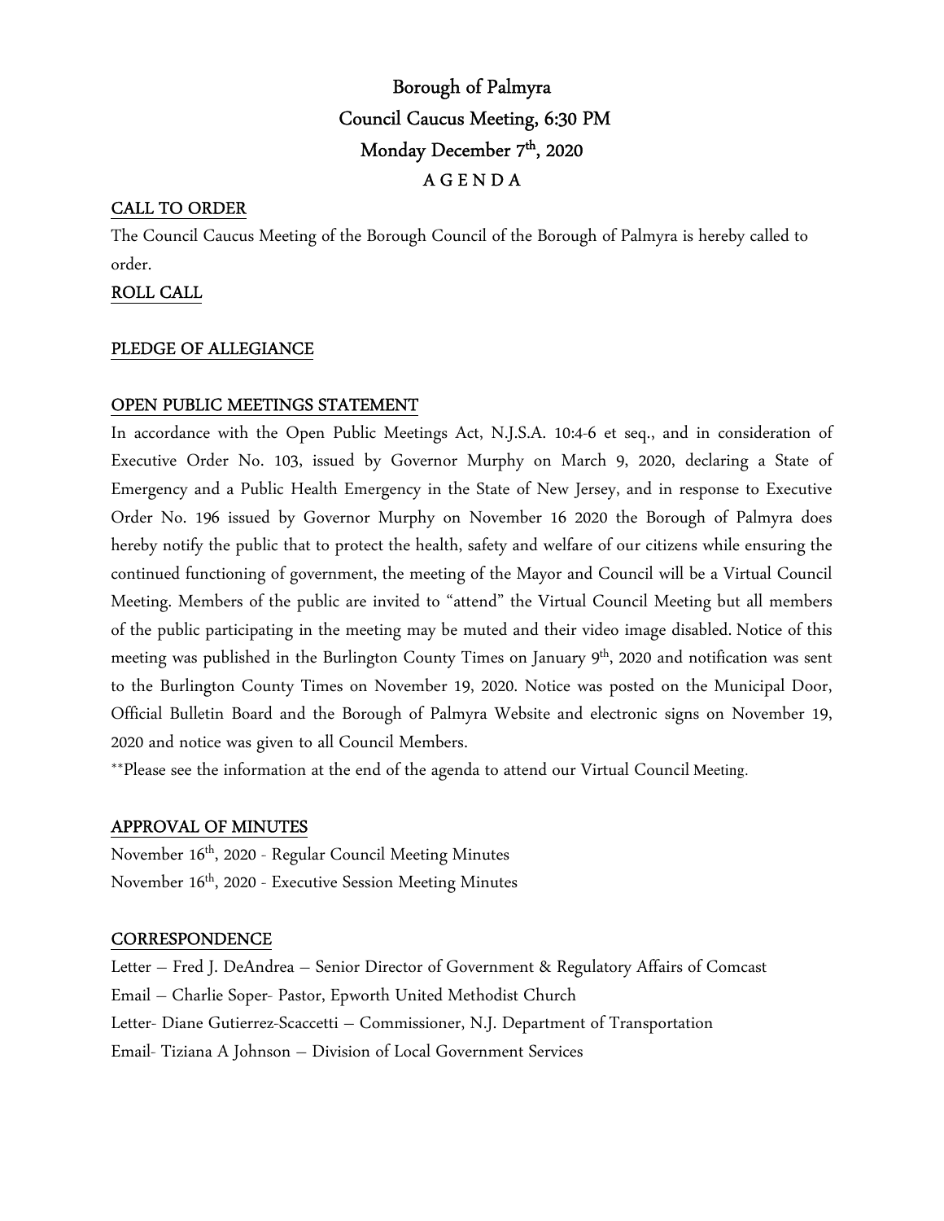# Borough of Palmyra

## Council Caucus Meeting, 6:30 PM

## Monday December 7th, 2020

## A G E N D A

### CALL TO ORDER

The Council Caucus Meeting of the Borough Council of the Borough of Palmyra is hereby called to order.

### ROLL CALL

### PLEDGE OF ALLEGIANCE

### OPEN PUBLIC MEETINGS STATEMENT

In accordance with the Open Public Meetings Act, N.J.S.A. 10:4-6 et seq., and in consideration of Executive Order No. 103, issued by Governor Murphy on March 9, 2020, declaring a State of Emergency and a Public Health Emergency in the State of New Jersey, and in response to Executive Order No. 196 issued by Governor Murphy on November 16 2020 the Borough of Palmyra does hereby notify the public that to protect the health, safety and welfare of our citizens while ensuring the continued functioning of government, the meeting of the Mayor and Council will be a Virtual Council Meeting. Members of the public are invited to "attend" the Virtual Council Meeting but all members of the public participating in the meeting may be muted and their video image disabled. Notice of this meeting was published in the Burlington County Times on January 9th, 2020 and notification was sent to the Burlington County Times on November 19, 2020. Notice was posted on the Municipal Door, Official Bulletin Board and the Borough of Palmyra Website and electronic signs on November 19, 2020 and notice was given to all Council Members.

**Please see the information at the end of the agenda to attend our Virtual Council Meeting.

### APPROVAL OF MINUTES

November 16th, 2020 - Regular Council Meeting Minutes

November 16th, 2020 - Executive Session Meeting Minutes

### CORRESPONDENCE

Letter – Fred J. DeAndrea – Senior Director of Government & Regulatory Affairs of Comcast

Email – Charlie Soper- Pastor, Epworth United Methodist Church

Letter- Diane Gutierrez-Scaccetti – Commissioner, N.J. Department of Transportation

Email- Tiziana A Johnson – Division of Local Government Services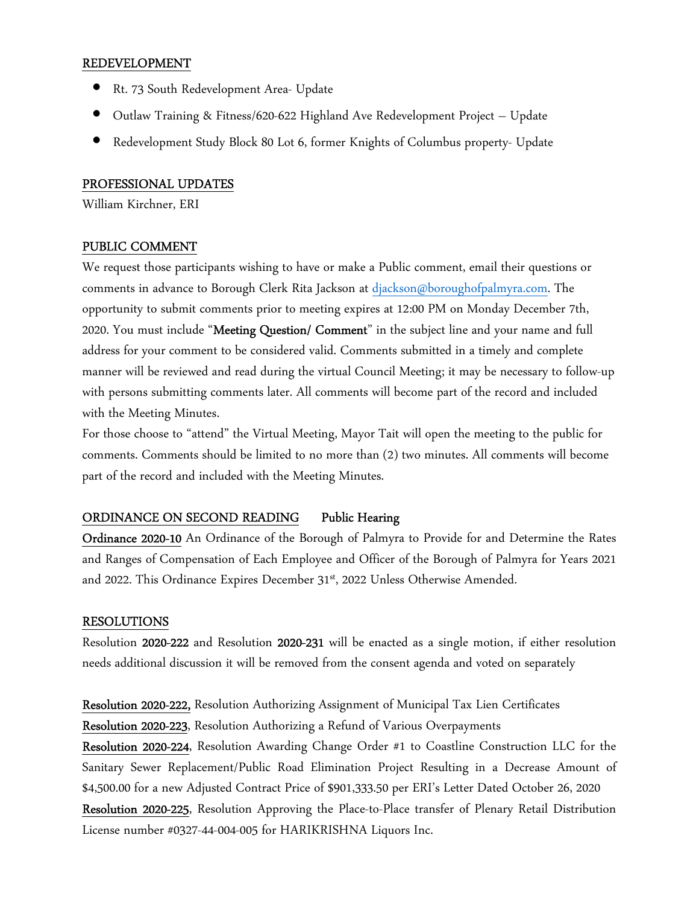## REDEVELOPMENT

- Rt. 73 South Redevelopment Area- Update
- Outlaw Training & Fitness/620-622 Highland Ave Redevelopment Project – Update
- Redevelopment Study Block 80 Lot 6, former Knights of Columbus property- Update

## PROFESSIONAL UPDATES

William Kirchner, ERI

## PUBLIC COMMENT

We request those participants wishing to have or make a Public comment, email their questions or comments in advance to Borough Clerk Rita Jackson at djackson@boroughofpalmyra.com. The opportunity to submit comments prior to meeting expires at 12:00 PM on Monday December 7th, 2020. You must include "**Meeting Question/ Comment**" in the subject line and your name and full address for your comment to be considered valid. Comments submitted in a timely and complete manner will be reviewed and read during the virtual Council Meeting; it may be necessary to follow-up with persons submitting comments later. All comments will become part of the record and included with the Meeting Minutes.

For those choose to "attend" the Virtual Meeting, Mayor Tait will open the meeting to the public for comments. Comments should be limited to no more than (2) two minutes. All comments will become part of the record and included with the Meeting Minutes.

## ORDINANCE ON SECOND READING **Public Hearing**

**Ordinance 2020-10** An Ordinance of the Borough of Palmyra to Provide for and Determine the Rates and Ranges of Compensation of Each Employee and Officer of the Borough of Palmyra for Years 2021 and 2022. This Ordinance Expires December 31st, 2022 Unless Otherwise Amended.

## RESOLUTIONS

Resolution **2020-222** and Resolution **2020-231** will be enacted as a single motion, if either resolution needs additional discussion it will be removed from the consent agenda and voted on separately

**Resolution 2020-222,** Resolution Authorizing Assignment of Municipal Tax Lien Certificates
**Resolution 2020-223**, Resolution Authorizing a Refund of Various Overpayments
**Resolution 2020-224**, Resolution Awarding Change Order #1 to Coastline Construction LLC for the Sanitary Sewer Replacement/Public Road Elimination Project Resulting in a Decrease Amount of $4,500.00 for a new Adjusted Contract Price of $901,333.50 per ERI's Letter Dated October 26, 2020
**Resolution 2020-225**, Resolution Approving the Place-to-Place transfer of Plenary Retail Distribution License number #0327-44-004-005 for HARIKRISHNA Liquors Inc.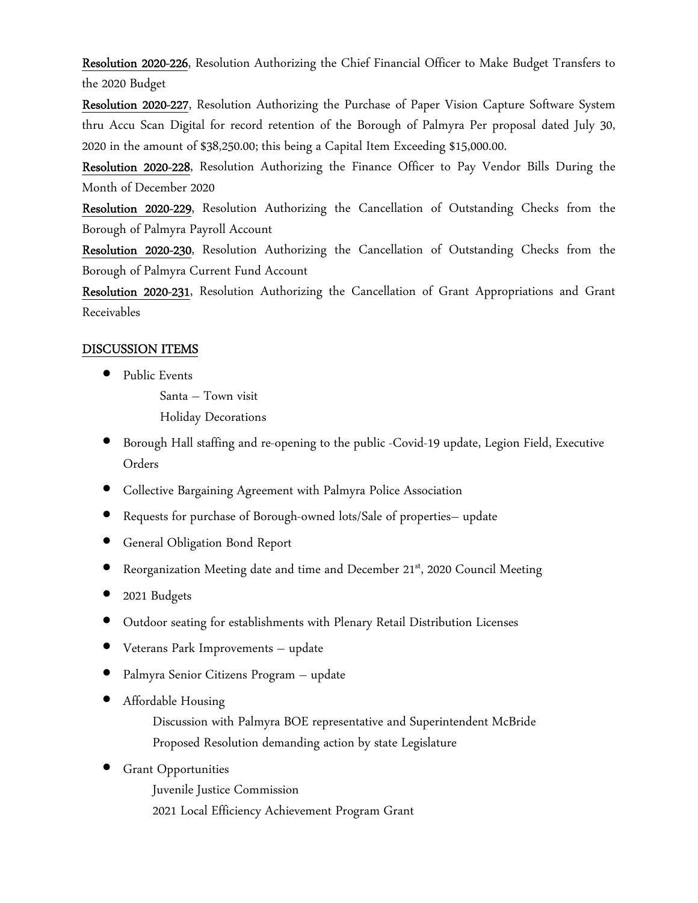**Resolution 2020-226**, Resolution Authorizing the Chief Financial Officer to Make Budget Transfers to the 2020 Budget

**Resolution 2020-227**, Resolution Authorizing the Purchase of Paper Vision Capture Software System thru Accu Scan Digital for record retention of the Borough of Palmyra Per proposal dated July 30, 2020 in the amount of $38,250.00; this being a Capital Item Exceeding $15,000.00.

**Resolution 2020-228**, Resolution Authorizing the Finance Officer to Pay Vendor Bills During the Month of December 2020

**Resolution 2020-229**, Resolution Authorizing the Cancellation of Outstanding Checks from the Borough of Palmyra Payroll Account

**Resolution 2020-230**, Resolution Authorizing the Cancellation of Outstanding Checks from the Borough of Palmyra Current Fund Account

**Resolution 2020-231**, Resolution Authorizing the Cancellation of Grant Appropriations and Grant Receivables

## DISCUSSION ITEMS

- Public Events
  - Santa – Town visit
  - Holiday Decorations
- Borough Hall staffing and re-opening to the public -Covid-19 update, Legion Field, Executive Orders
- Collective Bargaining Agreement with Palmyra Police Association
- Requests for purchase of Borough-owned lots/Sale of properties– update
- General Obligation Bond Report
- Reorganization Meeting date and time and December 21st, 2020 Council Meeting
- 2021 Budgets
- Outdoor seating for establishments with Plenary Retail Distribution Licenses
- Veterans Park Improvements – update
- Palmyra Senior Citizens Program – update
- Affordable Housing
  - Discussion with Palmyra BOE representative and Superintendent McBride
  - Proposed Resolution demanding action by state Legislature
- Grant Opportunities
  - Juvenile Justice Commission
  - 2021 Local Efficiency Achievement Program Grant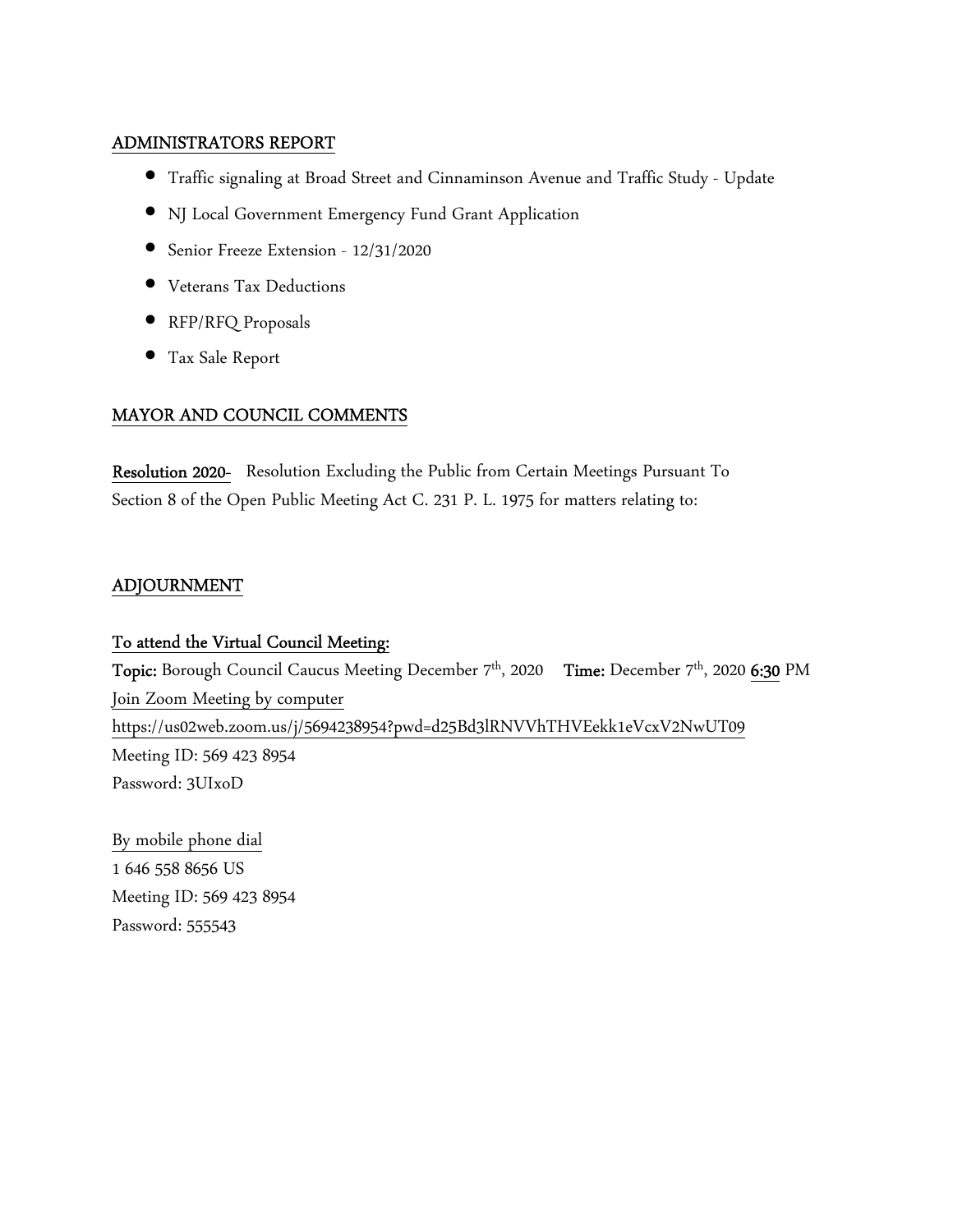## ADMINISTRATORS REPORT

- Traffic signaling at Broad Street and Cinnaminson Avenue and Traffic Study - Update
- NJ Local Government Emergency Fund Grant Application
- Senior Freeze Extension - 12/31/2020
- Veterans Tax Deductions
- RFP/RFQ Proposals
- Tax Sale Report

## MAYOR AND COUNCIL COMMENTS

**Resolution 2020-** Resolution Excluding the Public from Certain Meetings Pursuant To Section 8 of the Open Public Meeting Act C. 231 P. L. 1975 for matters relating to:

## ADJOURNMENT

**To attend the Virtual Council Meeting:**

**Topic:** Borough Council Caucus Meeting December 7th, 2020 **Time:** December 7th, 2020 **6:30** PM

Join Zoom Meeting by computer

https://us02web.zoom.us/j/5694238954?pwd=d25Bd3lRNVVhTHVEekk1eVcxV2NwUT09

Meeting ID: 569 423 8954

Password: 3UIxoD

By mobile phone dial

1 646 558 8656 US

Meeting ID: 569 423 8954

Password: 555543